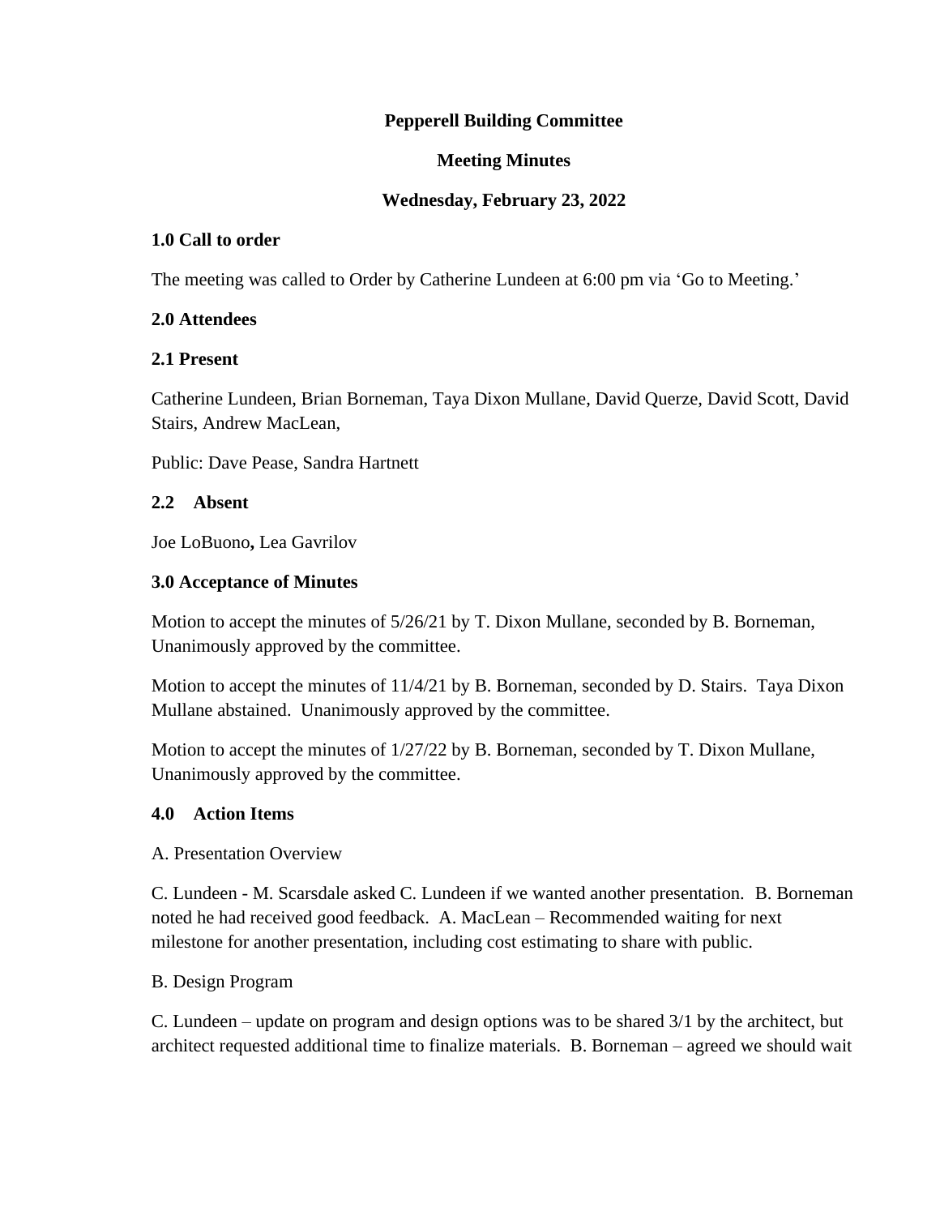**Pepperell Building Committee**

**Meeting Minutes**

**Wednesday, February 23, 2022**

## 1.0 Call to order

The meeting was called to Order by Catherine Lundeen at 6:00 pm via 'Go to Meeting.'

## 2.0 Attendees

### 2.1 Present

Catherine Lundeen, Brian Borneman, Taya Dixon Mullane, David Querze, David Scott, David Stairs, Andrew MacLean,

Public: Dave Pease, Sandra Hartnett

### 2.2 Absent

Joe LoBuono**,** Lea Gavrilov

## 3.0 Acceptance of Minutes

Motion to accept the minutes of 5/26/21 by T. Dixon Mullane, seconded by B. Borneman, Unanimously approved by the committee.

Motion to accept the minutes of 11/4/21 by B. Borneman, seconded by D. Stairs. Taya Dixon Mullane abstained. Unanimously approved by the committee.

Motion to accept the minutes of 1/27/22 by B. Borneman, seconded by T. Dixon Mullane, Unanimously approved by the committee.

## 4.0 Action Items

A. Presentation Overview

C. Lundeen - M. Scarsdale asked C. Lundeen if we wanted another presentation. B. Borneman noted he had received good feedback. A. MacLean – Recommended waiting for next milestone for another presentation, including cost estimating to share with public.

B. Design Program

C. Lundeen – update on program and design options was to be shared 3/1 by the architect, but architect requested additional time to finalize materials. B. Borneman – agreed we should wait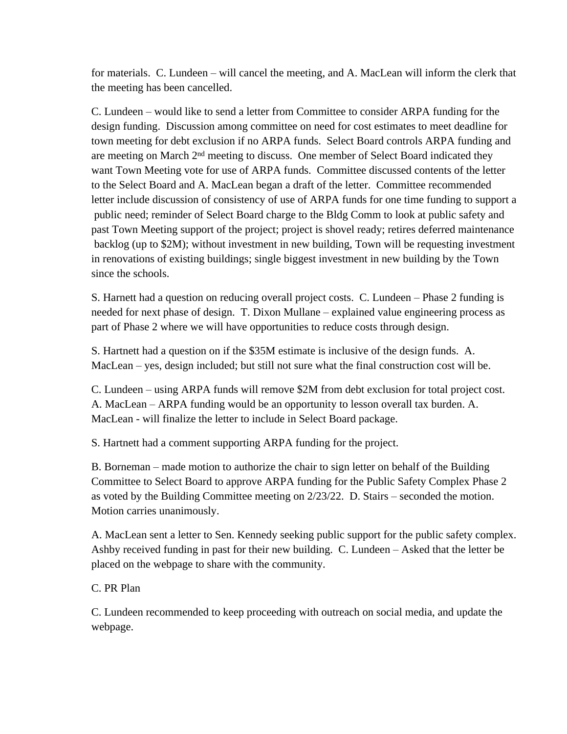for materials.  C. Lundeen – will cancel the meeting, and A. MacLean will inform the clerk that the meeting has been cancelled.

C. Lundeen – would like to send a letter from Committee to consider ARPA funding for the design funding.  Discussion among committee on need for cost estimates to meet deadline for town meeting for debt exclusion if no ARPA funds.  Select Board controls ARPA funding and are meeting on March 2nd meeting to discuss.  One member of Select Board indicated they want Town Meeting vote for use of ARPA funds.  Committee discussed contents of the letter to the Select Board and A. MacLean began a draft of the letter.  Committee recommended letter include discussion of consistency of use of ARPA funds for one time funding to support a public need; reminder of Select Board charge to the Bldg Comm to look at public safety and past Town Meeting support of the project; project is shovel ready; retires deferred maintenance backlog (up to $2M); without investment in new building, Town will be requesting investment in renovations of existing buildings; single biggest investment in new building by the Town since the schools.

S. Harnett had a question on reducing overall project costs.  C. Lundeen – Phase 2 funding is needed for next phase of design.  T. Dixon Mullane – explained value engineering process as part of Phase 2 where we will have opportunities to reduce costs through design.

S. Hartnett had a question on if the $35M estimate is inclusive of the design funds.  A. MacLean – yes, design included; but still not sure what the final construction cost will be.

C. Lundeen – using ARPA funds will remove $2M from debt exclusion for total project cost. A. MacLean – ARPA funding would be an opportunity to lesson overall tax burden. A. MacLean - will finalize the letter to include in Select Board package.

S. Hartnett had a comment supporting ARPA funding for the project.

B. Borneman – made motion to authorize the chair to sign letter on behalf of the Building Committee to Select Board to approve ARPA funding for the Public Safety Complex Phase 2 as voted by the Building Committee meeting on 2/23/22.  D. Stairs – seconded the motion. Motion carries unanimously.

A. MacLean sent a letter to Sen. Kennedy seeking public support for the public safety complex. Ashby received funding in past for their new building.  C. Lundeen – Asked that the letter be placed on the webpage to share with the community.

C. PR Plan

C. Lundeen recommended to keep proceeding with outreach on social media, and update the webpage.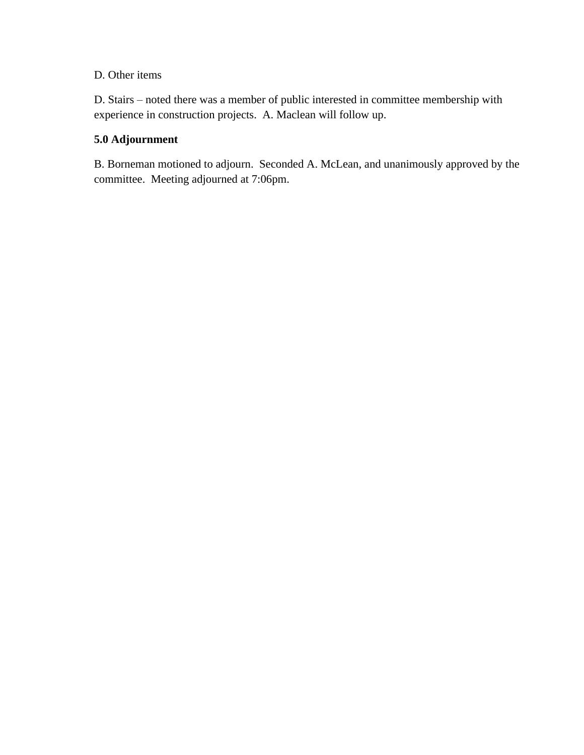D. Other items

D. Stairs – noted there was a member of public interested in committee membership with experience in construction projects.  A. Maclean will follow up.

**5.0 Adjournment**

B. Borneman motioned to adjourn.  Seconded A. McLean, and unanimously approved by the committee.  Meeting adjourned at 7:06pm.